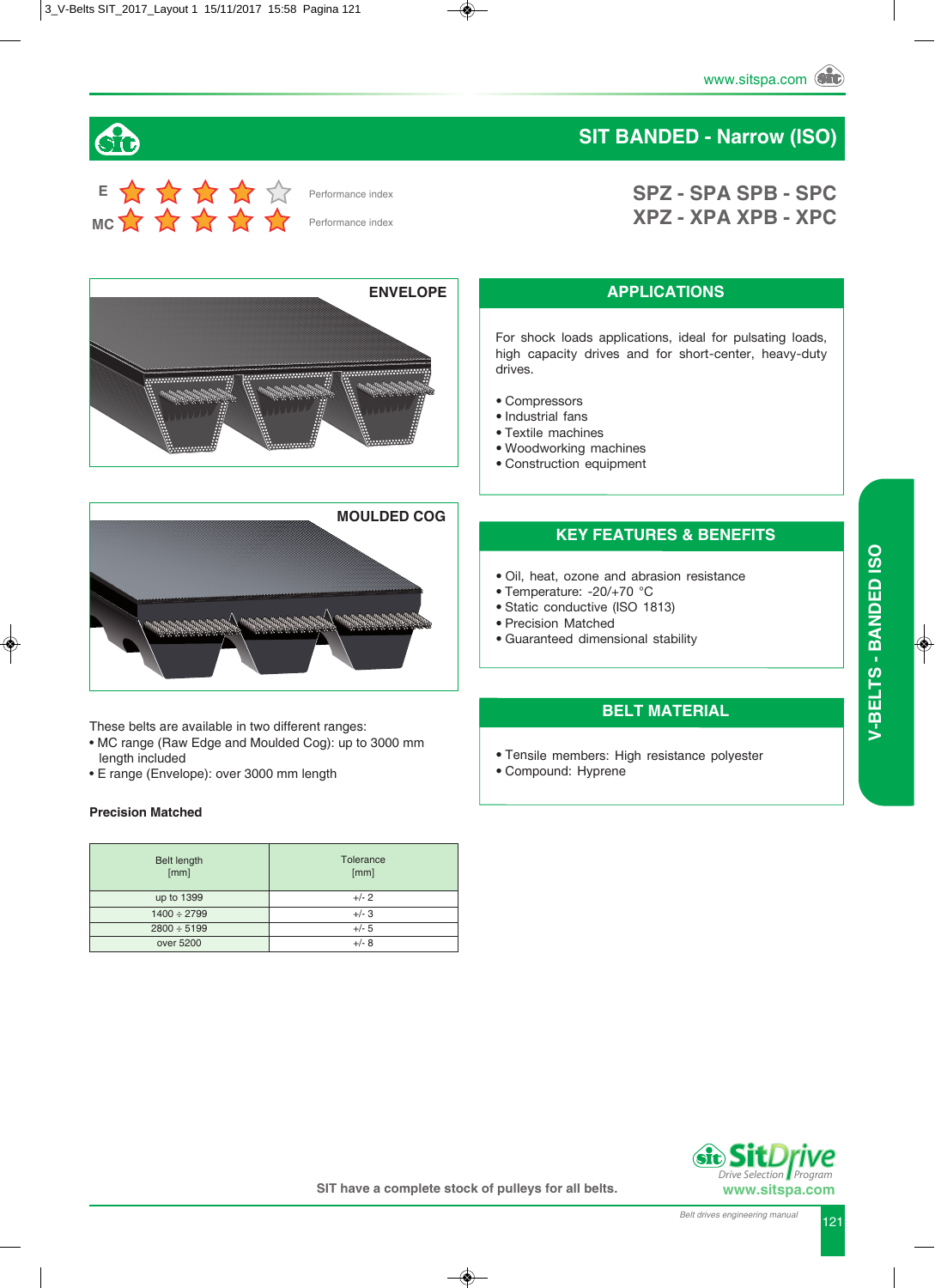# SIT BANDED - Narrow (ISO)

E ★★★★☆ Performance index

MC ★★★★★ Performance index

## SPZ - SPA SPB - SPC
## XPZ - XPA XPB - XPC

ENVELOPE

MOULDED COG

These belts are available in two different ranges:
- MC range (Raw Edge and Moulded Cog): up to 3000 mm length included
- E range (Envelope): over 3000 mm length

**Precision Matched**

| Belt length [mm] | Tolerance [mm] |
|---|---|
| up to 1399 | +/- 2 |
| 1400 ÷ 2799 | +/- 3 |
| 2800 ÷ 5199 | +/- 5 |
| over 5200 | +/- 8 |

## APPLICATIONS

For shock loads applications, ideal for pulsating loads, high capacity drives and for short-center, heavy-duty drives.

- Compressors
- Industrial fans
- Textile machines
- Woodworking machines
- Construction equipment

## KEY FEATURES & BENEFITS

- Oil, heat, ozone and abrasion resistance
- Temperature: -20/+70 °C
- Static conductive (ISO 1813)
- Precision Matched
- Guaranteed dimensional stability

## BELT MATERIAL

- Tensile members: High resistance polyester
- Compound: Hyprene

V-BELTS - BANDED ISO

SIT have a complete stock of pulleys for all belts.

SitDrive Drive Selection Program
www.sitspa.com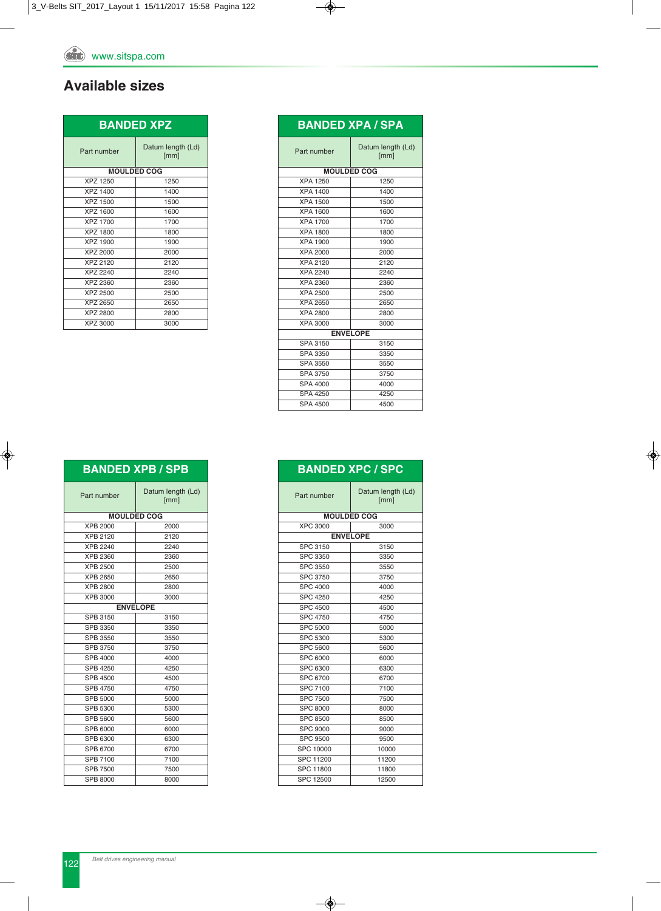## Available sizes

### BANDED XPZ

| Part number | Datum length (Ld) [mm] |
|---|---|
| **MOULDED COG** | |
| XPZ 1250 | 1250 |
| XPZ 1400 | 1400 |
| XPZ 1500 | 1500 |
| XPZ 1600 | 1600 |
| XPZ 1700 | 1700 |
| XPZ 1800 | 1800 |
| XPZ 1900 | 1900 |
| XPZ 2000 | 2000 |
| XPZ 2120 | 2120 |
| XPZ 2240 | 2240 |
| XPZ 2360 | 2360 |
| XPZ 2500 | 2500 |
| XPZ 2650 | 2650 |
| XPZ 2800 | 2800 |
| XPZ 3000 | 3000 |

### BANDED XPA / SPA

| Part number | Datum length (Ld) [mm] |
|---|---|
| **MOULDED COG** | |
| XPA 1250 | 1250 |
| XPA 1400 | 1400 |
| XPA 1500 | 1500 |
| XPA 1600 | 1600 |
| XPA 1700 | 1700 |
| XPA 1800 | 1800 |
| XPA 1900 | 1900 |
| XPA 2000 | 2000 |
| XPA 2120 | 2120 |
| XPA 2240 | 2240 |
| XPA 2360 | 2360 |
| XPA 2500 | 2500 |
| XPA 2650 | 2650 |
| XPA 2800 | 2800 |
| XPA 3000 | 3000 |
| **ENVELOPE** | |
| SPA 3150 | 3150 |
| SPA 3350 | 3350 |
| SPA 3550 | 3550 |
| SPA 3750 | 3750 |
| SPA 4000 | 4000 |
| SPA 4250 | 4250 |
| SPA 4500 | 4500 |

### BANDED XPB / SPB

| Part number | Datum length (Ld) [mm] |
|---|---|
| **MOULDED COG** | |
| XPB 2000 | 2000 |
| XPB 2120 | 2120 |
| XPB 2240 | 2240 |
| XPB 2360 | 2360 |
| XPB 2500 | 2500 |
| XPB 2650 | 2650 |
| XPB 2800 | 2800 |
| XPB 3000 | 3000 |
| **ENVELOPE** | |
| SPB 3150 | 3150 |
| SPB 3350 | 3350 |
| SPB 3550 | 3550 |
| SPB 3750 | 3750 |
| SPB 4000 | 4000 |
| SPB 4250 | 4250 |
| SPB 4500 | 4500 |
| SPB 4750 | 4750 |
| SPB 5000 | 5000 |
| SPB 5300 | 5300 |
| SPB 5600 | 5600 |
| SPB 6000 | 6000 |
| SPB 6300 | 6300 |
| SPB 6700 | 6700 |
| SPB 7100 | 7100 |
| SPB 7500 | 7500 |
| SPB 8000 | 8000 |

### BANDED XPC / SPC

| Part number | Datum length (Ld) [mm] |
|---|---|
| **MOULDED COG** | |
| XPC 3000 | 3000 |
| **ENVELOPE** | |
| SPC 3150 | 3150 |
| SPC 3350 | 3350 |
| SPC 3550 | 3550 |
| SPC 3750 | 3750 |
| SPC 4000 | 4000 |
| SPC 4250 | 4250 |
| SPC 4500 | 4500 |
| SPC 4750 | 4750 |
| SPC 5000 | 5000 |
| SPC 5300 | 5300 |
| SPC 5600 | 5600 |
| SPC 6000 | 6000 |
| SPC 6300 | 6300 |
| SPC 6700 | 6700 |
| SPC 7100 | 7100 |
| SPC 7500 | 7500 |
| SPC 8000 | 8000 |
| SPC 8500 | 8500 |
| SPC 9000 | 9000 |
| SPC 9500 | 9500 |
| SPC 10000 | 10000 |
| SPC 11200 | 11200 |
| SPC 11800 | 11800 |
| SPC 12500 | 12500 |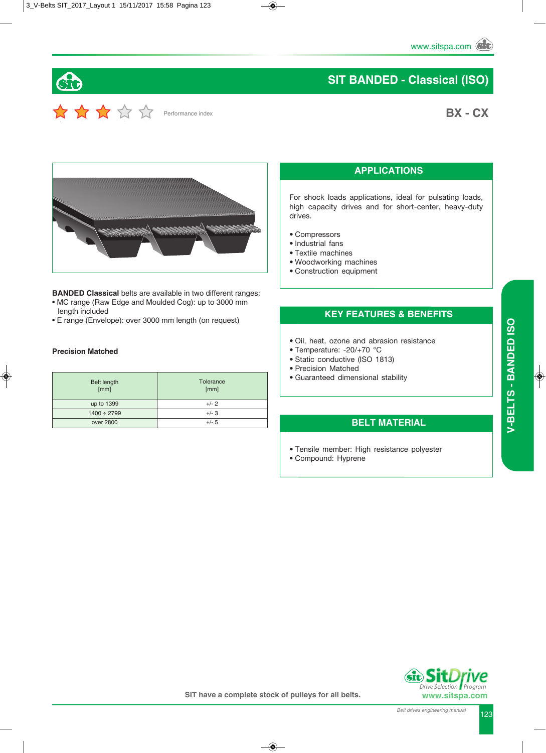# SIT BANDED - Classical (ISO)

Performance index

## BX - CX

**BANDED Classical** belts are available in two different ranges:
- MC range (Raw Edge and Moulded Cog): up to 3000 mm length included
- E range (Envelope): over 3000 mm length (on request)

**Precision Matched**

| Belt length [mm] | Tolerance [mm] |
|---|---|
| up to 1399 | +/- 2 |
| 1400 ÷ 2799 | +/- 3 |
| over 2800 | +/- 5 |

## APPLICATIONS

For shock loads applications, ideal for pulsating loads, high capacity drives and for short-center, heavy-duty drives.

- Compressors
- Industrial fans
- Textile machines
- Woodworking machines
- Construction equipment

## KEY FEATURES & BENEFITS

- Oil, heat, ozone and abrasion resistance
- Temperature: -20/+70 °C
- Static conductive (ISO 1813)
- Precision Matched
- Guaranteed dimensional stability

## BELT MATERIAL

- Tensile member: High resistance polyester
- Compound: Hyprene

V-BELTS - BANDED ISO

SIT have a complete stock of pulleys for all belts.

SitDrive Drive Selection Program
www.sitspa.com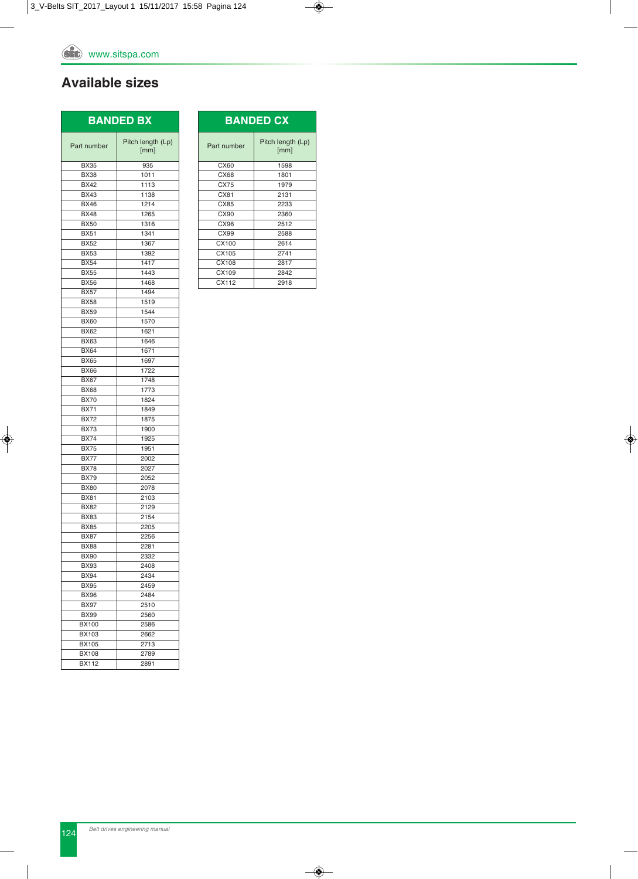## Available sizes

| BANDED BX | |
|---|---|
| Part number | Pitch length (Lp) [mm] |
| BX35 | 935 |
| BX38 | 1011 |
| BX42 | 1113 |
| BX43 | 1138 |
| BX46 | 1214 |
| BX48 | 1265 |
| BX50 | 1316 |
| BX51 | 1341 |
| BX52 | 1367 |
| BX53 | 1392 |
| BX54 | 1417 |
| BX55 | 1443 |
| BX56 | 1468 |
| BX57 | 1494 |
| BX58 | 1519 |
| BX59 | 1544 |
| BX60 | 1570 |
| BX62 | 1621 |
| BX63 | 1646 |
| BX64 | 1671 |
| BX65 | 1697 |
| BX66 | 1722 |
| BX67 | 1748 |
| BX68 | 1773 |
| BX70 | 1824 |
| BX71 | 1849 |
| BX72 | 1875 |
| BX73 | 1900 |
| BX74 | 1925 |
| BX75 | 1951 |
| BX77 | 2002 |
| BX78 | 2027 |
| BX79 | 2052 |
| BX80 | 2078 |
| BX81 | 2103 |
| BX82 | 2129 |
| BX83 | 2154 |
| BX85 | 2205 |
| BX87 | 2256 |
| BX88 | 2281 |
| BX90 | 2332 |
| BX93 | 2408 |
| BX94 | 2434 |
| BX95 | 2459 |
| BX96 | 2484 |
| BX97 | 2510 |
| BX99 | 2560 |
| BX100 | 2586 |
| BX103 | 2662 |
| BX105 | 2713 |
| BX108 | 2789 |
| BX112 | 2891 |

| BANDED CX | |
|---|---|
| Part number | Pitch length (Lp) [mm] |
| CX60 | 1598 |
| CX68 | 1801 |
| CX75 | 1979 |
| CX81 | 2131 |
| CX85 | 2233 |
| CX90 | 2360 |
| CX96 | 2512 |
| CX99 | 2588 |
| CX100 | 2614 |
| CX105 | 2741 |
| CX108 | 2817 |
| CX109 | 2842 |
| CX112 | 2918 |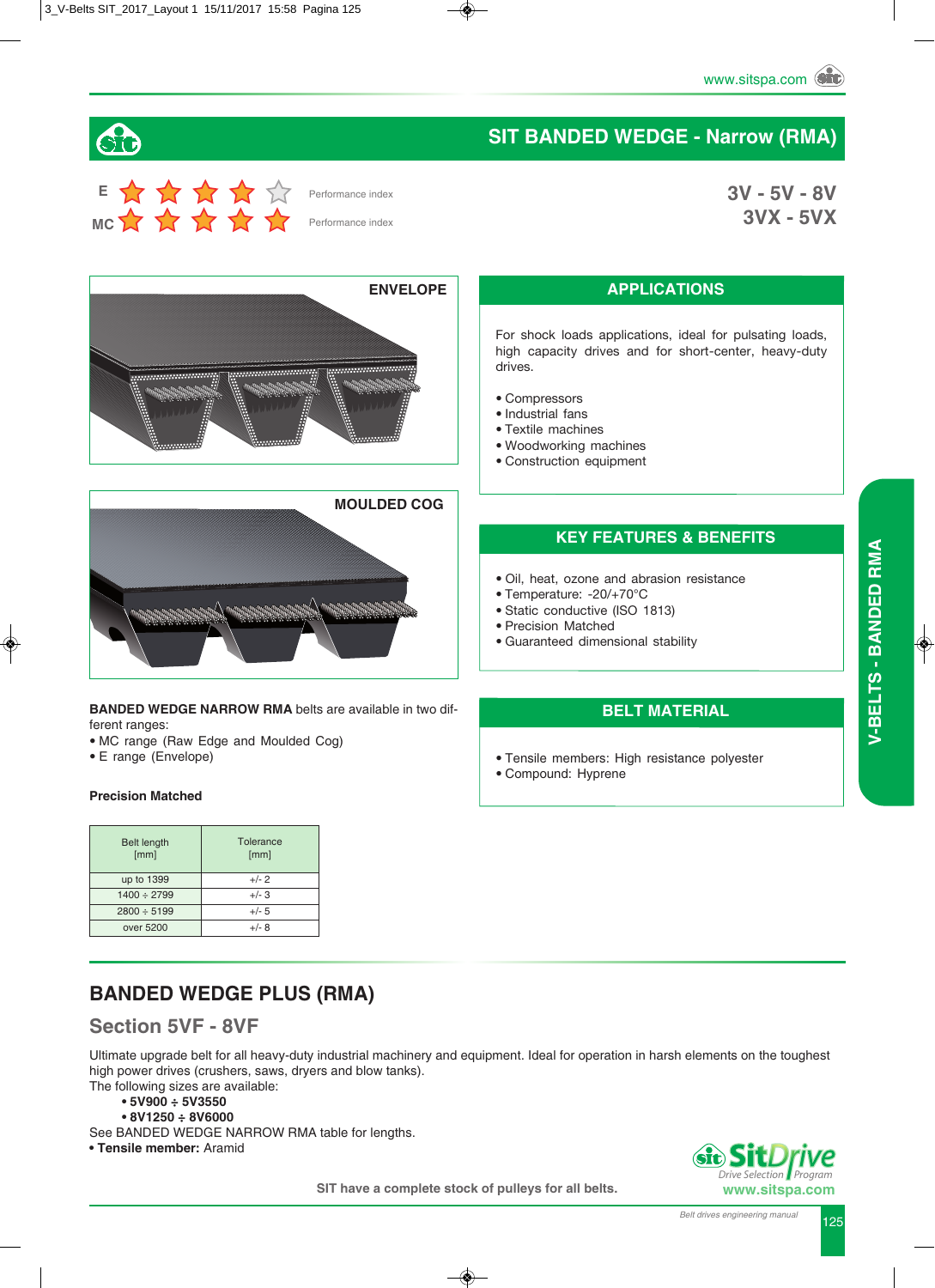# SIT BANDED WEDGE - Narrow (RMA)

E ★★★★☆ Performance index

MC ★★★★★ Performance index

**3V - 5V - 8V**
**3VX - 5VX**

**ENVELOPE**

**MOULDED COG**

**BANDED WEDGE NARROW RMA** belts are available in two different ranges:

- MC range (Raw Edge and Moulded Cog)
- E range (Envelope)

**Precision Matched**

| Belt length [mm] | Tolerance [mm] |
|---|---|
| up to 1399 | +/- 2 |
| 1400 ÷ 2799 | +/- 3 |
| 2800 ÷ 5199 | +/- 5 |
| over 5200 | +/- 8 |

## APPLICATIONS

For shock loads applications, ideal for pulsating loads, high capacity drives and for short-center, heavy-duty drives.

- Compressors
- Industrial fans
- Textile machines
- Woodworking machines
- Construction equipment

## KEY FEATURES & BENEFITS

- Oil, heat, ozone and abrasion resistance
- Temperature: -20/+70°C
- Static conductive (ISO 1813)
- Precision Matched
- Guaranteed dimensional stability

## BELT MATERIAL

- Tensile members: High resistance polyester
- Compound: Hyprene

V-BELTS - BANDED RMA

## BANDED WEDGE PLUS (RMA)

### Section 5VF - 8VF

Ultimate upgrade belt for all heavy-duty industrial machinery and equipment. Ideal for operation in harsh elements on the toughest high power drives (crushers, saws, dryers and blow tanks).
The following sizes are available:

- **5V900 ÷ 5V3550**
- **8V1250 ÷ 8V6000**

See BANDED WEDGE NARROW RMA table for lengths.

- **Tensile member:** Aramid

**SIT have a complete stock of pulleys for all belts.**

SitDrive Drive Selection Program
www.sitspa.com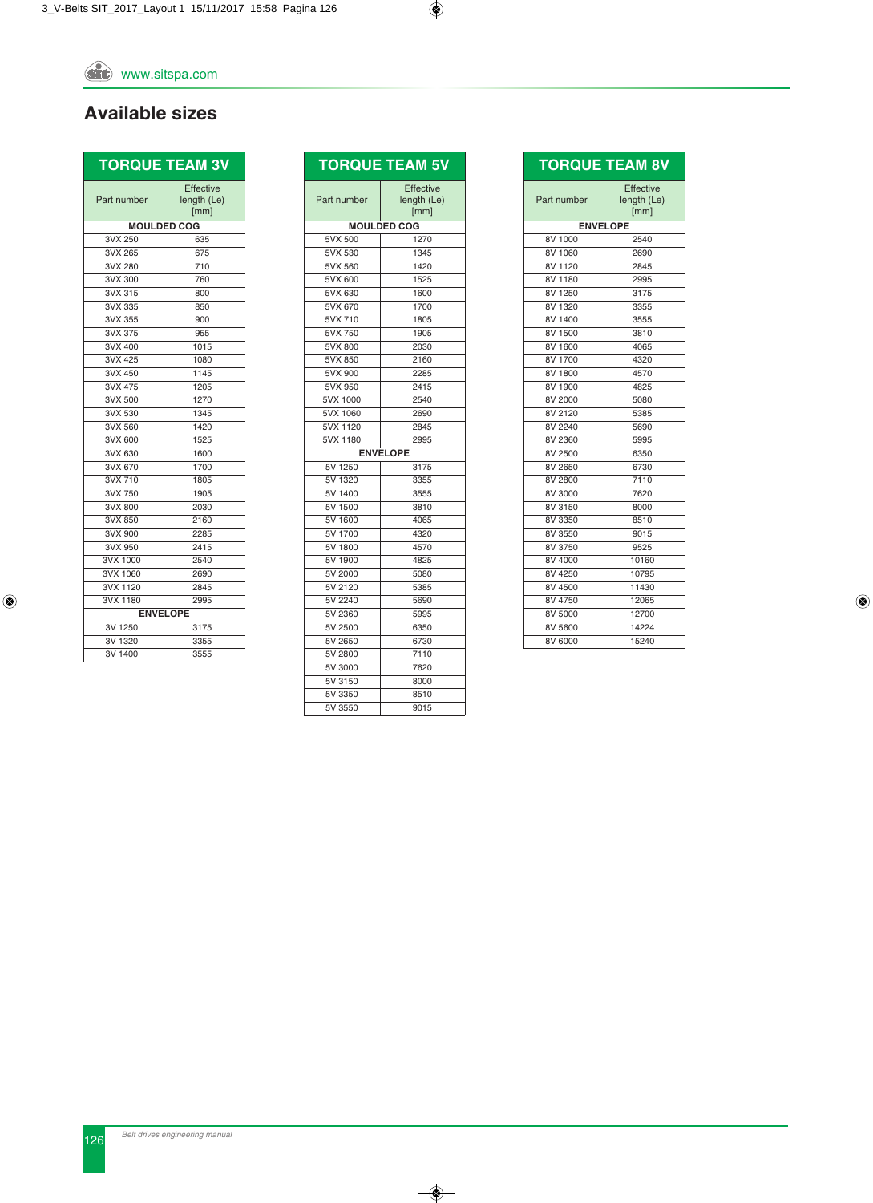## Available sizes

### TORQUE TEAM 3V

| Part number | Effective length (Le) [mm] |
|---|---|
| **MOULDED COG** | |
| 3VX 250 | 635 |
| 3VX 265 | 675 |
| 3VX 280 | 710 |
| 3VX 300 | 760 |
| 3VX 315 | 800 |
| 3VX 335 | 850 |
| 3VX 355 | 900 |
| 3VX 375 | 955 |
| 3VX 400 | 1015 |
| 3VX 425 | 1080 |
| 3VX 450 | 1145 |
| 3VX 475 | 1205 |
| 3VX 500 | 1270 |
| 3VX 530 | 1345 |
| 3VX 560 | 1420 |
| 3VX 600 | 1525 |
| 3VX 630 | 1600 |
| 3VX 670 | 1700 |
| 3VX 710 | 1805 |
| 3VX 750 | 1905 |
| 3VX 800 | 2030 |
| 3VX 850 | 2160 |
| 3VX 900 | 2285 |
| 3VX 950 | 2415 |
| 3VX 1000 | 2540 |
| 3VX 1060 | 2690 |
| 3VX 1120 | 2845 |
| 3VX 1180 | 2995 |
| **ENVELOPE** | |
| 3V 1250 | 3175 |
| 3V 1320 | 3355 |
| 3V 1400 | 3555 |

### TORQUE TEAM 5V

| Part number | Effective length (Le) [mm] |
|---|---|
| **MOULDED COG** | |
| 5VX 500 | 1270 |
| 5VX 530 | 1345 |
| 5VX 560 | 1420 |
| 5VX 600 | 1525 |
| 5VX 630 | 1600 |
| 5VX 670 | 1700 |
| 5VX 710 | 1805 |
| 5VX 750 | 1905 |
| 5VX 800 | 2030 |
| 5VX 850 | 2160 |
| 5VX 900 | 2285 |
| 5VX 950 | 2415 |
| 5VX 1000 | 2540 |
| 5VX 1060 | 2690 |
| 5VX 1120 | 2845 |
| 5VX 1180 | 2995 |
| **ENVELOPE** | |
| 5V 1250 | 3175 |
| 5V 1320 | 3355 |
| 5V 1400 | 3555 |
| 5V 1500 | 3810 |
| 5V 1600 | 4065 |
| 5V 1700 | 4320 |
| 5V 1800 | 4570 |
| 5V 1900 | 4825 |
| 5V 2000 | 5080 |
| 5V 2120 | 5385 |
| 5V 2240 | 5690 |
| 5V 2360 | 5995 |
| 5V 2500 | 6350 |
| 5V 2650 | 6730 |
| 5V 2800 | 7110 |
| 5V 3000 | 7620 |
| 5V 3150 | 8000 |
| 5V 3350 | 8510 |
| 5V 3550 | 9015 |

### TORQUE TEAM 8V

| Part number | Effective length (Le) [mm] |
|---|---|
| **ENVELOPE** | |
| 8V 1000 | 2540 |
| 8V 1060 | 2690 |
| 8V 1120 | 2845 |
| 8V 1180 | 2995 |
| 8V 1250 | 3175 |
| 8V 1320 | 3355 |
| 8V 1400 | 3555 |
| 8V 1500 | 3810 |
| 8V 1600 | 4065 |
| 8V 1700 | 4320 |
| 8V 1800 | 4570 |
| 8V 1900 | 4825 |
| 8V 2000 | 5080 |
| 8V 2120 | 5385 |
| 8V 2240 | 5690 |
| 8V 2360 | 5995 |
| 8V 2500 | 6350 |
| 8V 2650 | 6730 |
| 8V 2800 | 7110 |
| 8V 3000 | 7620 |
| 8V 3150 | 8000 |
| 8V 3350 | 8510 |
| 8V 3550 | 9015 |
| 8V 3750 | 9525 |
| 8V 4000 | 10160 |
| 8V 4250 | 10795 |
| 8V 4500 | 11430 |
| 8V 4750 | 12065 |
| 8V 5000 | 12700 |
| 8V 5600 | 14224 |
| 8V 6000 | 15240 |